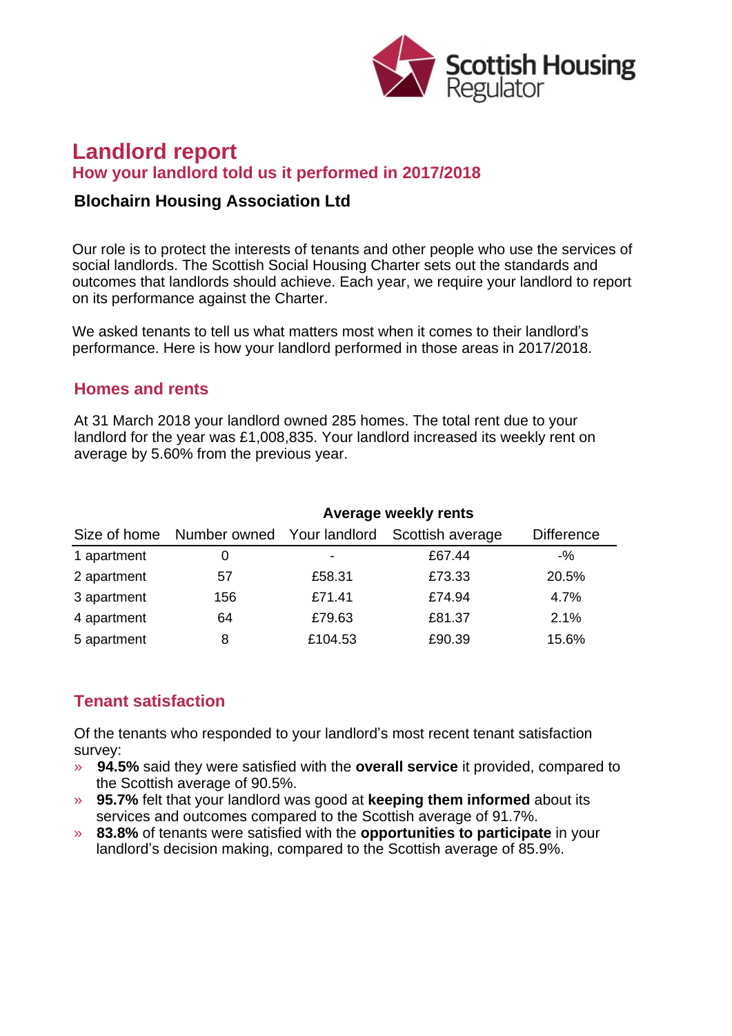Scottish Housing Regulator

# Landlord report

## How your landlord told us it performed in 2017/2018

### Blochairn Housing Association Ltd

Our role is to protect the interests of tenants and other people who use the services of social landlords. The Scottish Social Housing Charter sets out the standards and outcomes that landlords should achieve. Each year, we require your landlord to report on its performance against the Charter.

We asked tenants to tell us what matters most when it comes to their landlord's performance. Here is how your landlord performed in those areas in 2017/2018.

## Homes and rents

At 31 March 2018 your landlord owned 285 homes. The total rent due to your landlord for the year was £1,008,835. Your landlord increased its weekly rent on average by 5.60% from the previous year.

| | | Average weekly rents | | |
|---|---|---|---|---|
| Size of home | Number owned | Your landlord | Scottish average | Difference |
| 1 apartment | 0 | - | £67.44 | -% |
| 2 apartment | 57 | £58.31 | £73.33 | 20.5% |
| 3 apartment | 156 | £71.41 | £74.94 | 4.7% |
| 4 apartment | 64 | £79.63 | £81.37 | 2.1% |
| 5 apartment | 8 | £104.53 | £90.39 | 15.6% |

## Tenant satisfaction

Of the tenants who responded to your landlord's most recent tenant satisfaction survey:

- **94.5%** said they were satisfied with the **overall service** it provided, compared to the Scottish average of 90.5%.
- **95.7%** felt that your landlord was good at **keeping them informed** about its services and outcomes compared to the Scottish average of 91.7%.
- **83.8%** of tenants were satisfied with the **opportunities to participate** in your landlord's decision making, compared to the Scottish average of 85.9%.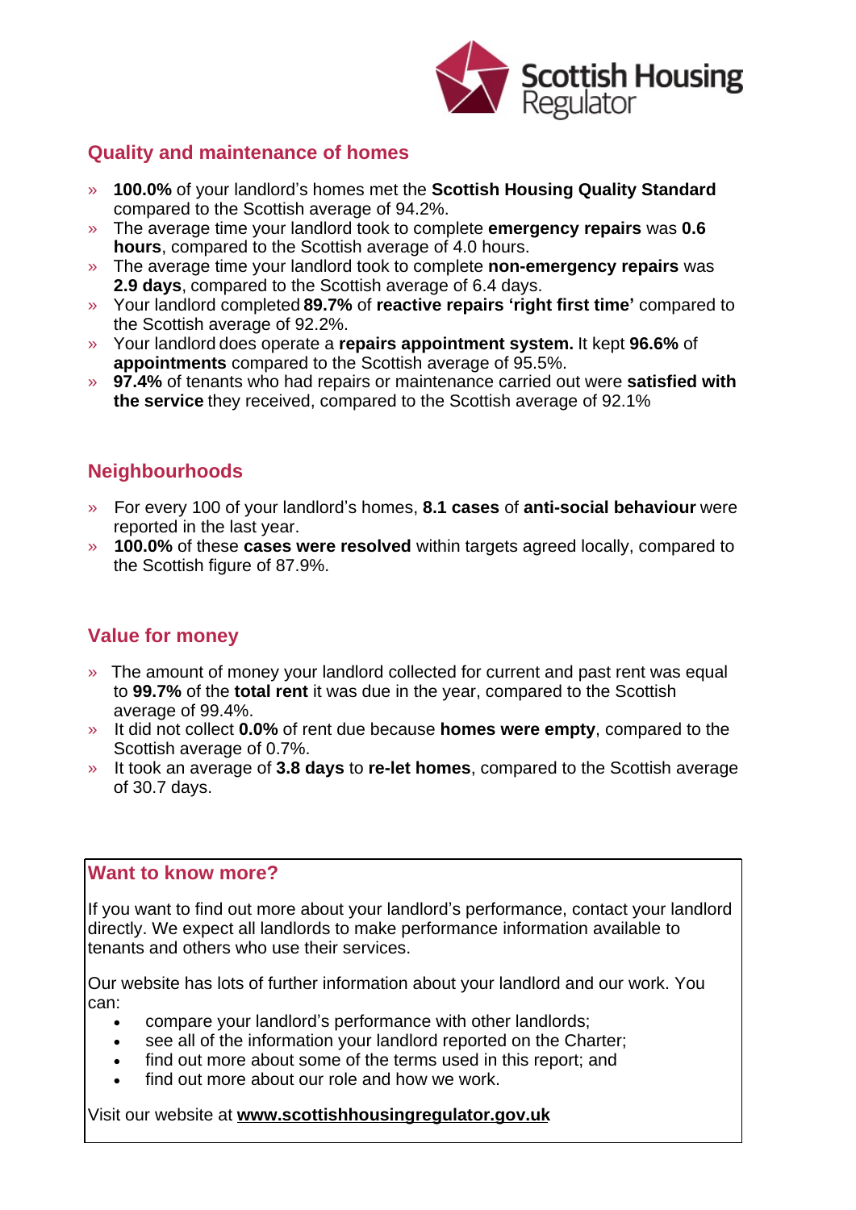Scottish Housing Regulator

## Quality and maintenance of homes

- **100.0%** of your landlord's homes met the **Scottish Housing Quality Standard** compared to the Scottish average of 94.2%.
- The average time your landlord took to complete **emergency repairs** was **0.6 hours**, compared to the Scottish average of 4.0 hours.
- The average time your landlord took to complete **non-emergency repairs** was **2.9 days**, compared to the Scottish average of 6.4 days.
- Your landlord completed **89.7%** of **reactive repairs 'right first time'** compared to the Scottish average of 92.2%.
- Your landlord does operate a **repairs appointment system.** It kept **96.6%** of **appointments** compared to the Scottish average of 95.5%.
- **97.4%** of tenants who had repairs or maintenance carried out were **satisfied with the service** they received, compared to the Scottish average of 92.1%

## Neighbourhoods

- For every 100 of your landlord's homes, **8.1 cases** of **anti-social behaviour** were reported in the last year.
- **100.0%** of these **cases were resolved** within targets agreed locally, compared to the Scottish figure of 87.9%.

## Value for money

- The amount of money your landlord collected for current and past rent was equal to **99.7%** of the **total rent** it was due in the year, compared to the Scottish average of 99.4%.
- It did not collect **0.0%** of rent due because **homes were empty**, compared to the Scottish average of 0.7%.
- It took an average of **3.8 days** to **re-let homes**, compared to the Scottish average of 30.7 days.

## Want to know more?

If you want to find out more about your landlord's performance, contact your landlord directly. We expect all landlords to make performance information available to tenants and others who use their services.

Our website has lots of further information about your landlord and our work. You can:

- compare your landlord's performance with other landlords;
- see all of the information your landlord reported on the Charter;
- find out more about some of the terms used in this report; and
- find out more about our role and how we work.

Visit our website at **www.scottishhousingregulator.gov.uk**